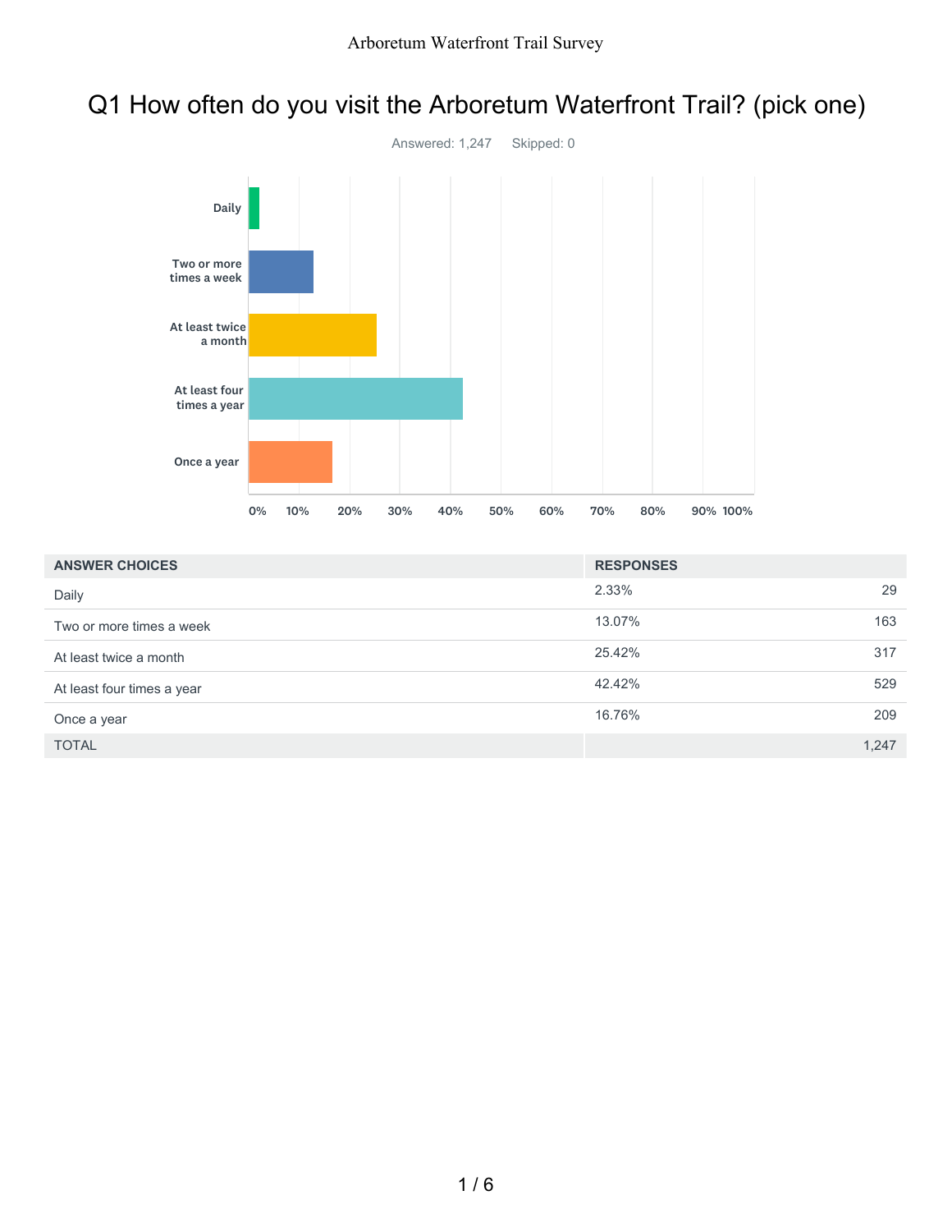# Q1 How often do you visit the Arboretum Waterfront Trail? (pick one)

Answered: 1,247 Skipped: 0

| ANSWER CHOICES | RESPONSES | |
|---|---|---|
| Daily | 2.33% | 29 |
| Two or more times a week | 13.07% | 163 |
| At least twice a month | 25.42% | 317 |
| At least four times a year | 42.42% | 529 |
| Once a year | 16.76% | 209 |
| TOTAL | | 1,247 |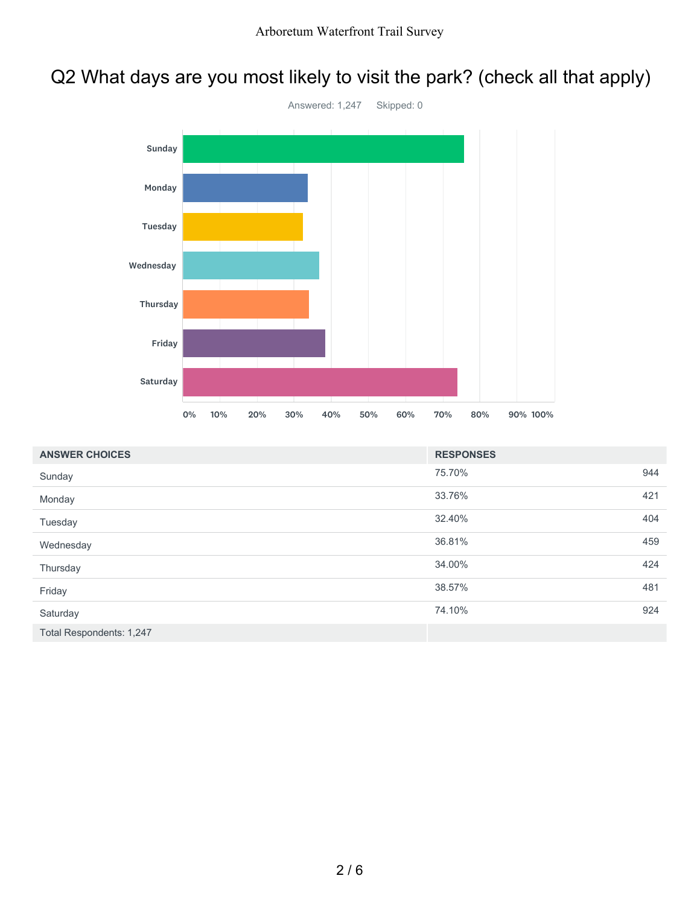# Q2 What days are you most likely to visit the park? (check all that apply)

Answered: 1,247 Skipped: 0

| ANSWER CHOICES | RESPONSES | |
|---|---|---|
| Sunday | 75.70% | 944 |
| Monday | 33.76% | 421 |
| Tuesday | 32.40% | 404 |
| Wednesday | 36.81% | 459 |
| Thursday | 34.00% | 424 |
| Friday | 38.57% | 481 |
| Saturday | 74.10% | 924 |
| Total Respondents: 1,247 | | |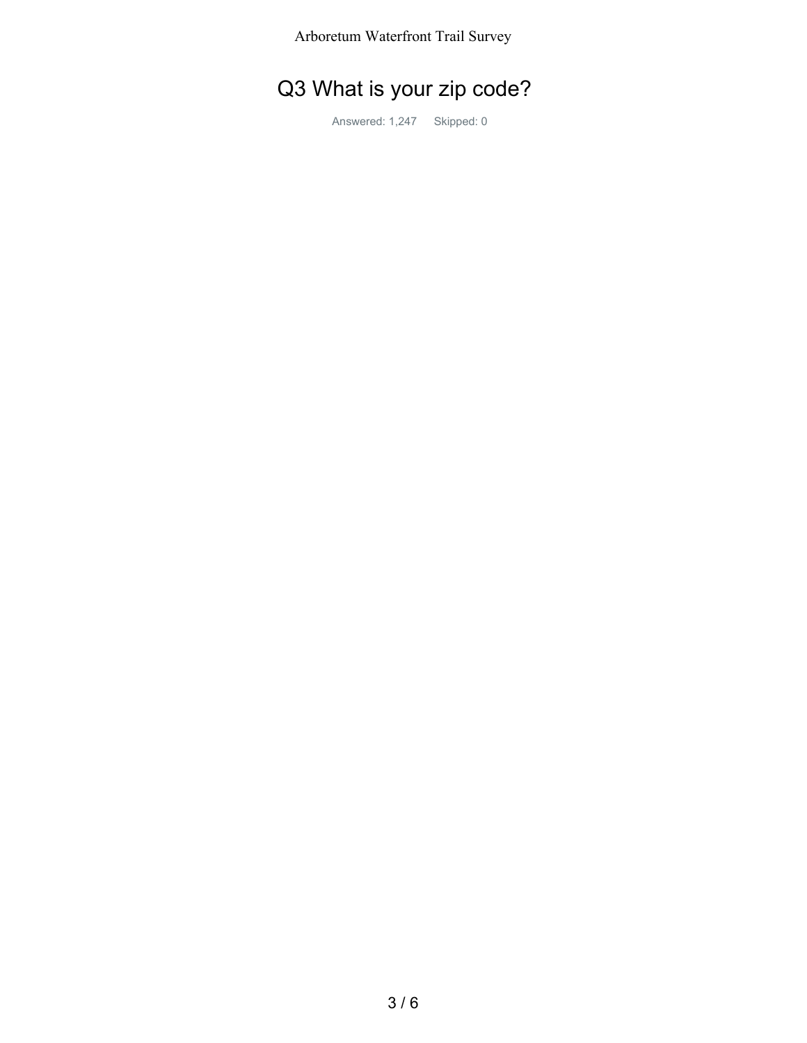# Q3 What is your zip code?

Answered: 1,247 Skipped: 0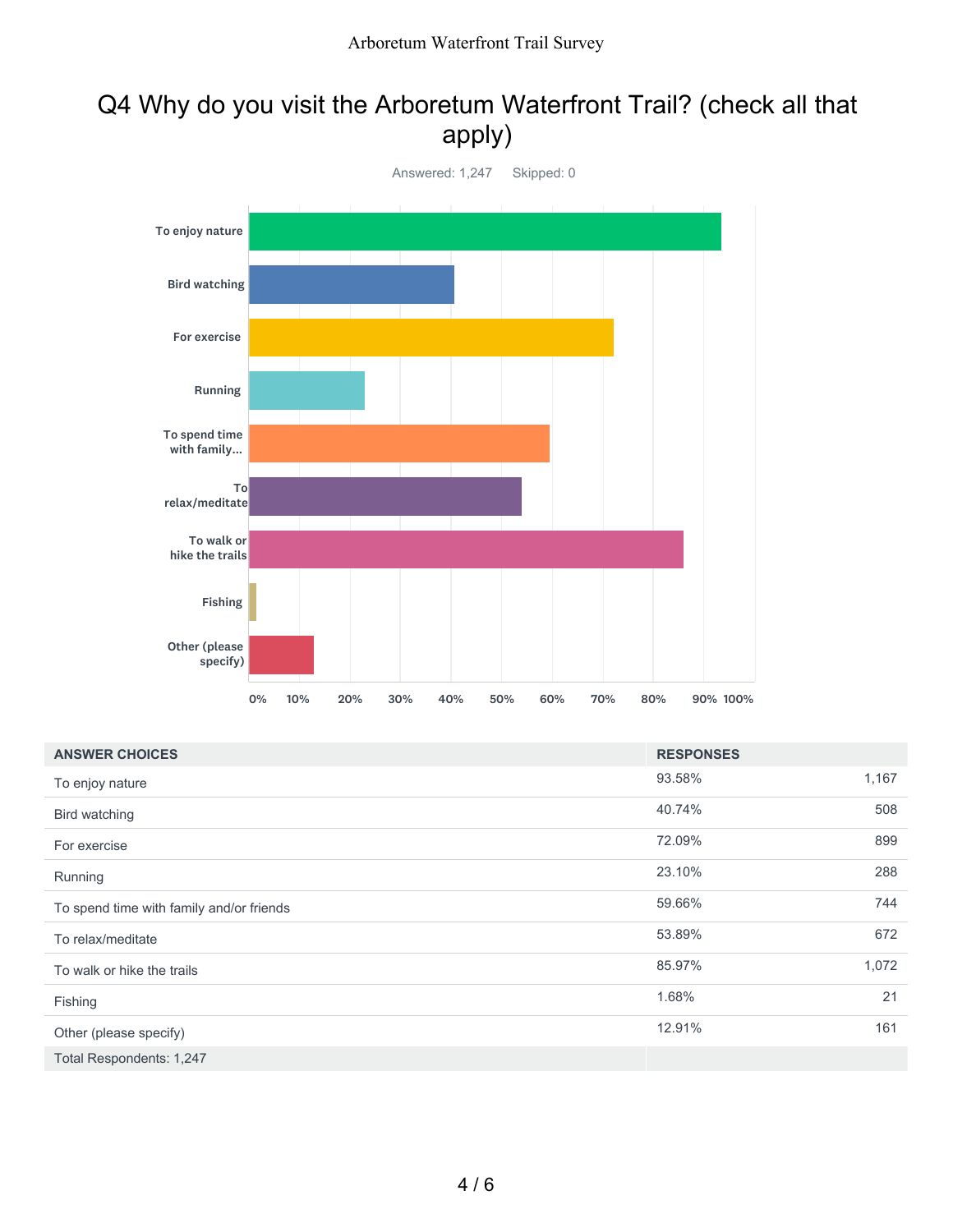# Q4 Why do you visit the Arboretum Waterfront Trail? (check all that apply)

Answered: 1,247 Skipped: 0

| ANSWER CHOICES | RESPONSES | |
|---|---|---|
| To enjoy nature | 93.58% | 1,167 |
| Bird watching | 40.74% | 508 |
| For exercise | 72.09% | 899 |
| Running | 23.10% | 288 |
| To spend time with family and/or friends | 59.66% | 744 |
| To relax/meditate | 53.89% | 672 |
| To walk or hike the trails | 85.97% | 1,072 |
| Fishing | 1.68% | 21 |
| Other (please specify) | 12.91% | 161 |
| Total Respondents: 1,247 | | |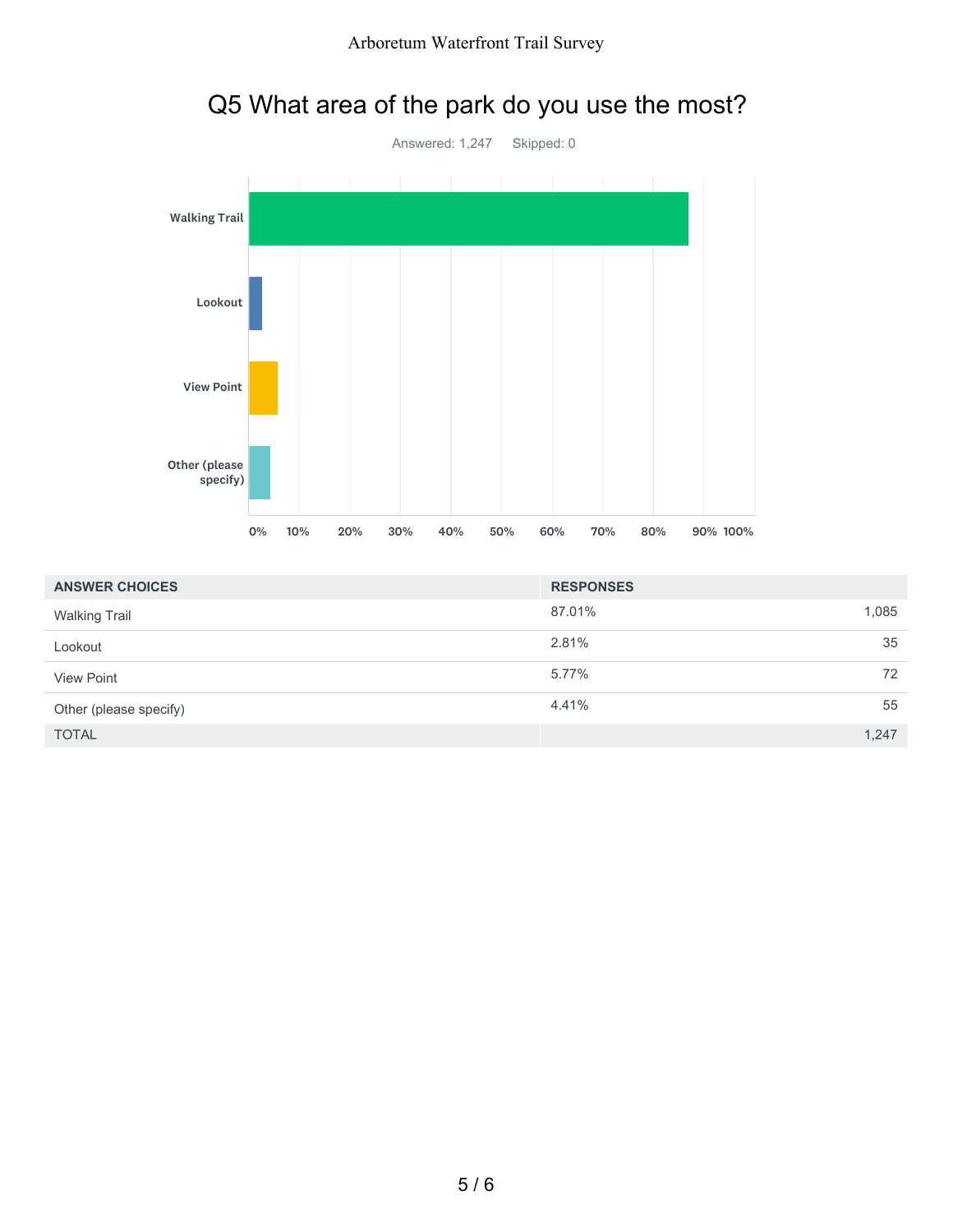## Q5 What area of the park do you use the most?

Answered: 1,247    Skipped: 0

| ANSWER CHOICES | RESPONSES | |
|---|---|---|
| Walking Trail | 87.01% | 1,085 |
| Lookout | 2.81% | 35 |
| View Point | 5.77% | 72 |
| Other (please specify) | 4.41% | 55 |
| TOTAL | | 1,247 |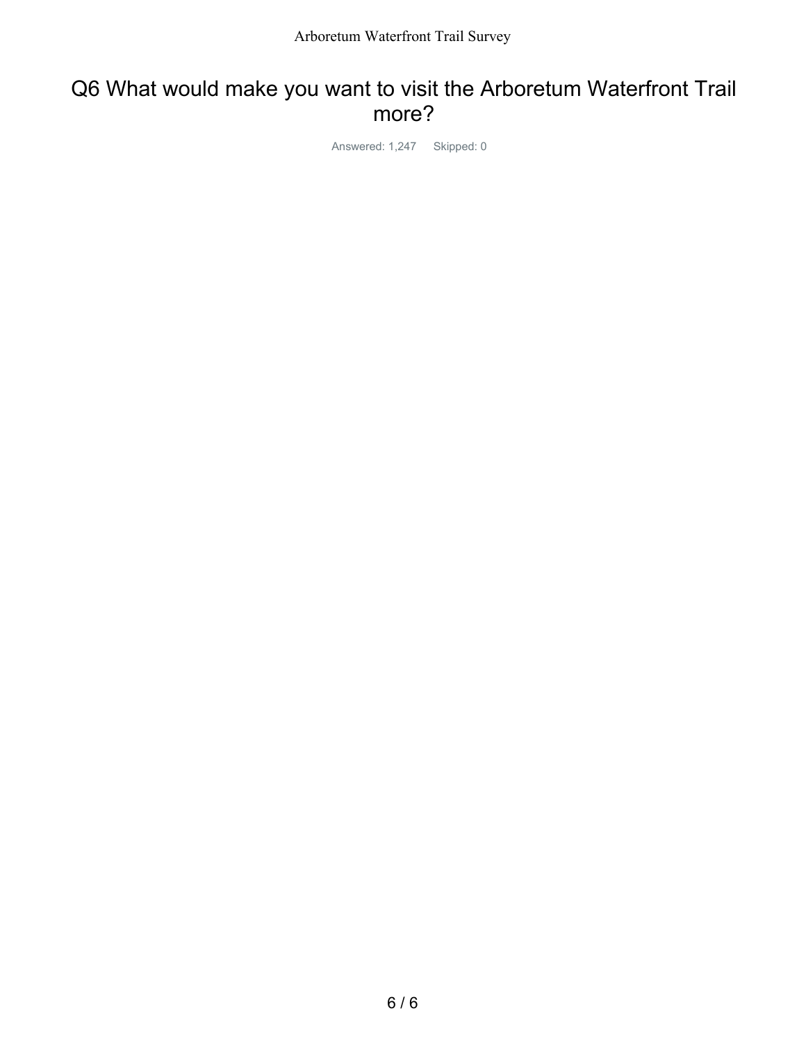# Q6 What would make you want to visit the Arboretum Waterfront Trail more?

Answered: 1,247 Skipped: 0